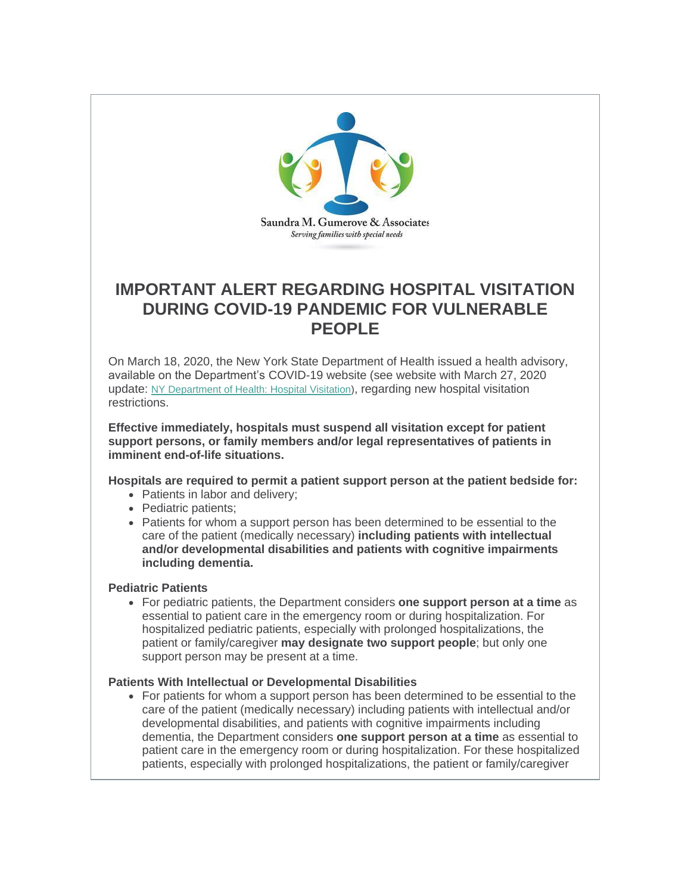Saundra M. Gumerove & Associates
*Serving families with special needs*

# IMPORTANT ALERT REGARDING HOSPITAL VISITATION DURING COVID-19 PANDEMIC FOR VULNERABLE PEOPLE

On March 18, 2020, the New York State Department of Health issued a health advisory, available on the Department's COVID-19 website (see website with March 27, 2020 update: [NY Department of Health: Hospital Visitation]), regarding new hospital visitation restrictions.

**Effective immediately, hospitals must suspend all visitation except for patient support persons, or family members and/or legal representatives of patients in imminent end-of-life situations.**

**Hospitals are required to permit a patient support person at the patient bedside for:**

- Patients in labor and delivery;
- Pediatric patients;
- Patients for whom a support person has been determined to be essential to the care of the patient (medically necessary) **including patients with intellectual and/or developmental disabilities and patients with cognitive impairments including dementia.**

**Pediatric Patients**

- For pediatric patients, the Department considers **one support person at a time** as essential to patient care in the emergency room or during hospitalization. For hospitalized pediatric patients, especially with prolonged hospitalizations, the patient or family/caregiver **may designate two support people**; but only one support person may be present at a time.

**Patients With Intellectual or Developmental Disabilities**

- For patients for whom a support person has been determined to be essential to the care of the patient (medically necessary) including patients with intellectual and/or developmental disabilities, and patients with cognitive impairments including dementia, the Department considers **one support person at a time** as essential to patient care in the emergency room or during hospitalization. For these hospitalized patients, especially with prolonged hospitalizations, the patient or family/caregiver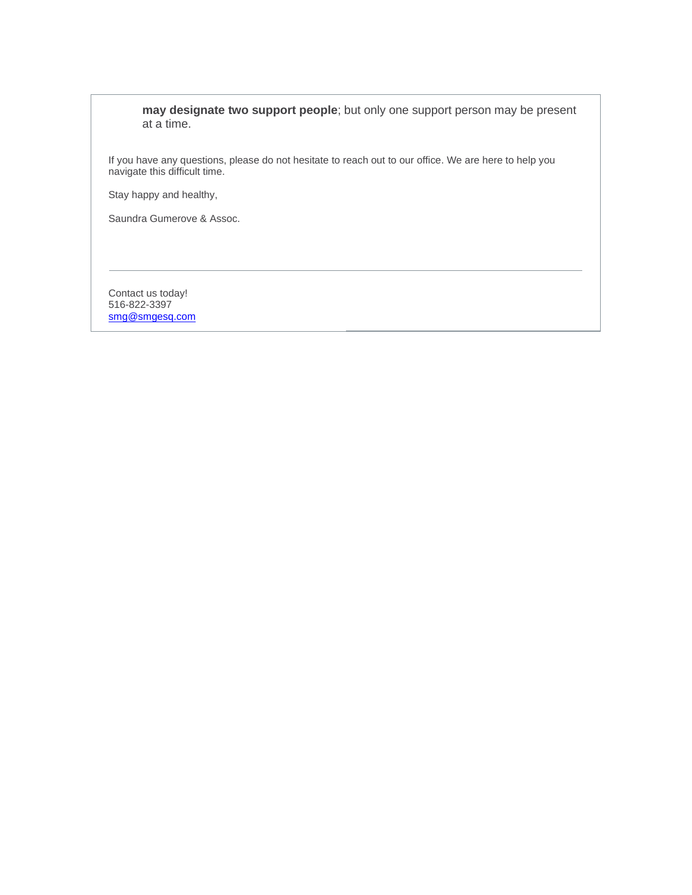**may designate two support people**; but only one support person may be present at a time.

If you have any questions, please do not hesitate to reach out to our office. We are here to help you navigate this difficult time.

Stay happy and healthy,

Saundra Gumerove & Assoc.

---

Contact us today!
516-822-3397
smg@smgesq.com